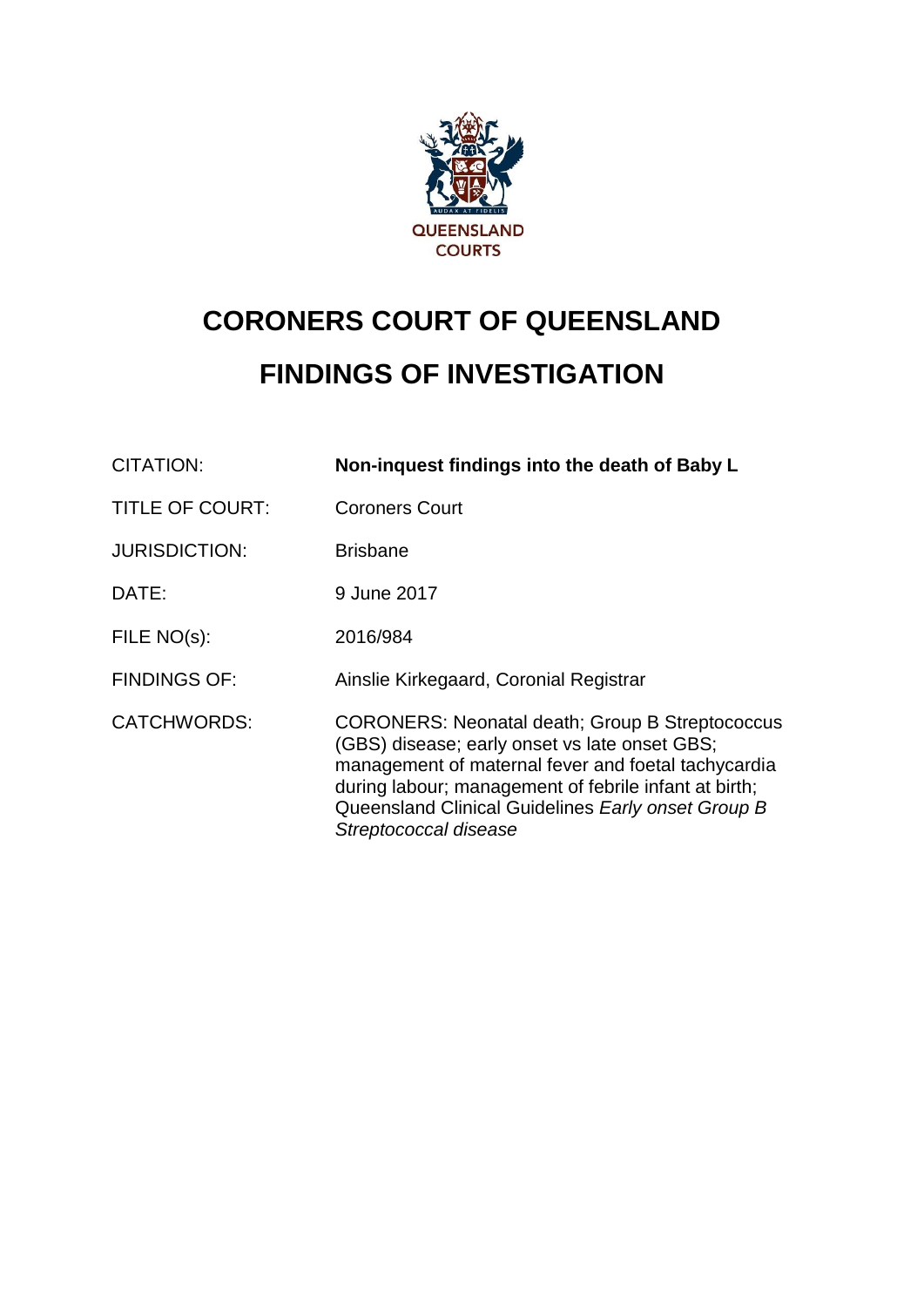QUEENSLAND COURTS

# CORONERS COURT OF QUEENSLAND

# FINDINGS OF INVESTIGATION

| | |
|---|---|
| CITATION: | **Non-inquest findings into the death of Baby L** |
| TITLE OF COURT: | Coroners Court |
| JURISDICTION: | Brisbane |
| DATE: | 9 June 2017 |
| FILE NO(s): | 2016/984 |
| FINDINGS OF: | Ainslie Kirkegaard, Coronial Registrar |
| CATCHWORDS: | CORONERS: Neonatal death; Group B Streptococcus (GBS) disease; early onset vs late onset GBS; management of maternal fever and foetal tachycardia during labour; management of febrile infant at birth; Queensland Clinical Guidelines *Early onset Group B Streptococcal disease* |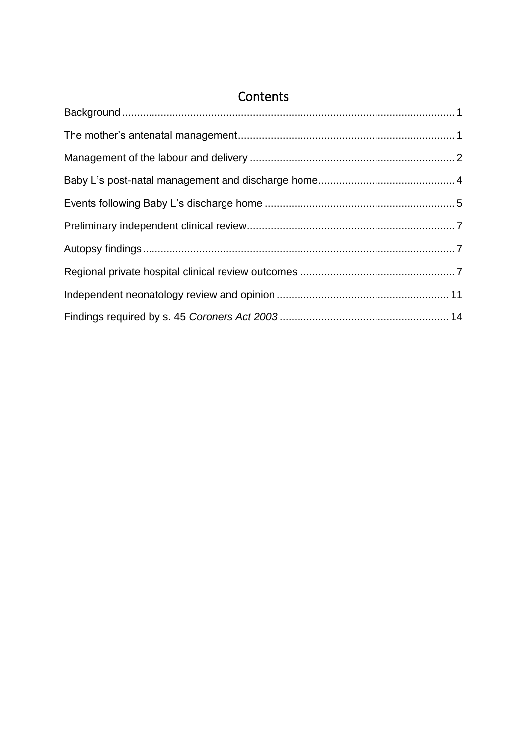# Contents

Background ............................................................................................................ 1

The mother's antenatal management........................................................................ 1

Management of the labour and delivery .................................................................... 2

Baby L's post-natal management and discharge home............................................. 4

Events following Baby L's discharge home ............................................................... 5

Preliminary independent clinical review..................................................................... 7

Autopsy findings........................................................................................................ 7

Regional private hospital clinical review outcomes .................................................... 7

Independent neonatology review and opinion .......................................................... 11

Findings required by s. 45 *Coroners Act 2003* ......................................................... 14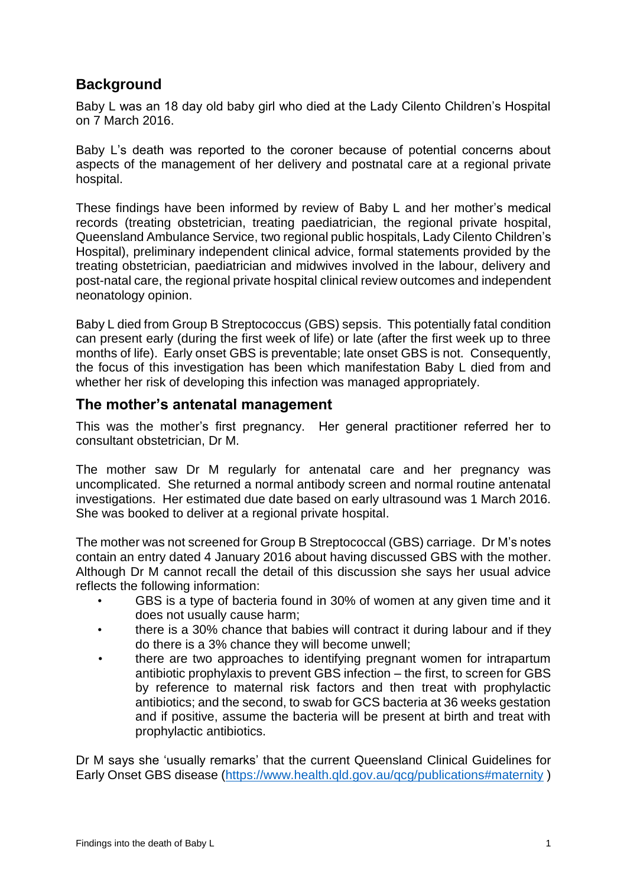## Background

Baby L was an 18 day old baby girl who died at the Lady Cilento Children's Hospital on 7 March 2016.

Baby L's death was reported to the coroner because of potential concerns about aspects of the management of her delivery and postnatal care at a regional private hospital.

These findings have been informed by review of Baby L and her mother's medical records (treating obstetrician, treating paediatrician, the regional private hospital, Queensland Ambulance Service, two regional public hospitals, Lady Cilento Children's Hospital), preliminary independent clinical advice, formal statements provided by the treating obstetrician, paediatrician and midwives involved in the labour, delivery and post-natal care, the regional private hospital clinical review outcomes and independent neonatology opinion.

Baby L died from Group B Streptococcus (GBS) sepsis. This potentially fatal condition can present early (during the first week of life) or late (after the first week up to three months of life). Early onset GBS is preventable; late onset GBS is not. Consequently, the focus of this investigation has been which manifestation Baby L died from and whether her risk of developing this infection was managed appropriately.

## The mother's antenatal management

This was the mother's first pregnancy. Her general practitioner referred her to consultant obstetrician, Dr M.

The mother saw Dr M regularly for antenatal care and her pregnancy was uncomplicated. She returned a normal antibody screen and normal routine antenatal investigations. Her estimated due date based on early ultrasound was 1 March 2016. She was booked to deliver at a regional private hospital.

The mother was not screened for Group B Streptococcal (GBS) carriage. Dr M's notes contain an entry dated 4 January 2016 about having discussed GBS with the mother. Although Dr M cannot recall the detail of this discussion she says her usual advice reflects the following information:

- GBS is a type of bacteria found in 30% of women at any given time and it does not usually cause harm;
- there is a 30% chance that babies will contract it during labour and if they do there is a 3% chance they will become unwell;
- there are two approaches to identifying pregnant women for intrapartum antibiotic prophylaxis to prevent GBS infection – the first, to screen for GBS by reference to maternal risk factors and then treat with prophylactic antibiotics; and the second, to swab for GCS bacteria at 36 weeks gestation and if positive, assume the bacteria will be present at birth and treat with prophylactic antibiotics.

Dr M says she 'usually remarks' that the current Queensland Clinical Guidelines for Early Onset GBS disease (https://www.health.qld.gov.au/qcg/publications#maternity )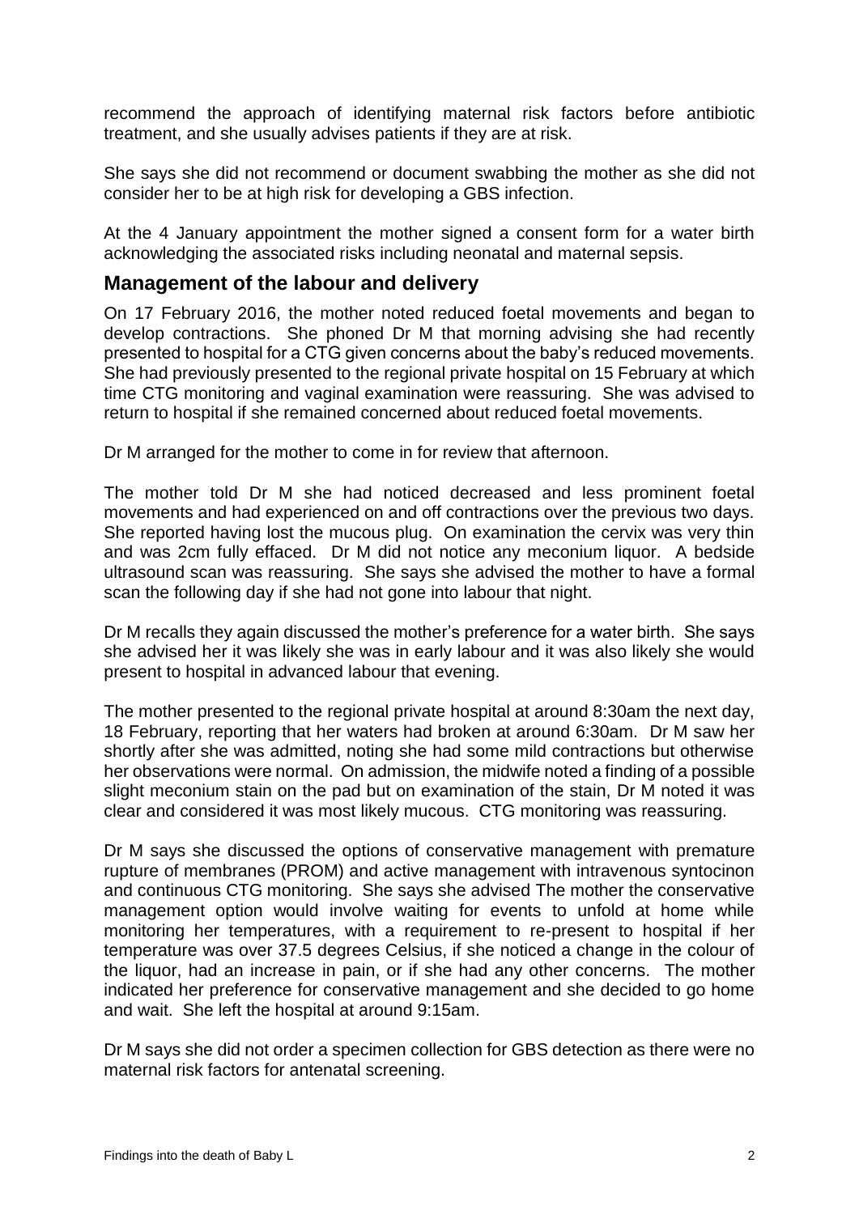recommend the approach of identifying maternal risk factors before antibiotic treatment, and she usually advises patients if they are at risk.

She says she did not recommend or document swabbing the mother as she did not consider her to be at high risk for developing a GBS infection.

At the 4 January appointment the mother signed a consent form for a water birth acknowledging the associated risks including neonatal and maternal sepsis.

## Management of the labour and delivery

On 17 February 2016, the mother noted reduced foetal movements and began to develop contractions. She phoned Dr M that morning advising she had recently presented to hospital for a CTG given concerns about the baby's reduced movements. She had previously presented to the regional private hospital on 15 February at which time CTG monitoring and vaginal examination were reassuring. She was advised to return to hospital if she remained concerned about reduced foetal movements.

Dr M arranged for the mother to come in for review that afternoon.

The mother told Dr M she had noticed decreased and less prominent foetal movements and had experienced on and off contractions over the previous two days. She reported having lost the mucous plug. On examination the cervix was very thin and was 2cm fully effaced. Dr M did not notice any meconium liquor. A bedside ultrasound scan was reassuring. She says she advised the mother to have a formal scan the following day if she had not gone into labour that night.

Dr M recalls they again discussed the mother's preference for a water birth. She says she advised her it was likely she was in early labour and it was also likely she would present to hospital in advanced labour that evening.

The mother presented to the regional private hospital at around 8:30am the next day, 18 February, reporting that her waters had broken at around 6:30am. Dr M saw her shortly after she was admitted, noting she had some mild contractions but otherwise her observations were normal. On admission, the midwife noted a finding of a possible slight meconium stain on the pad but on examination of the stain, Dr M noted it was clear and considered it was most likely mucous. CTG monitoring was reassuring.

Dr M says she discussed the options of conservative management with premature rupture of membranes (PROM) and active management with intravenous syntocinon and continuous CTG monitoring. She says she advised The mother the conservative management option would involve waiting for events to unfold at home while monitoring her temperatures, with a requirement to re-present to hospital if her temperature was over 37.5 degrees Celsius, if she noticed a change in the colour of the liquor, had an increase in pain, or if she had any other concerns. The mother indicated her preference for conservative management and she decided to go home and wait. She left the hospital at around 9:15am.

Dr M says she did not order a specimen collection for GBS detection as there were no maternal risk factors for antenatal screening.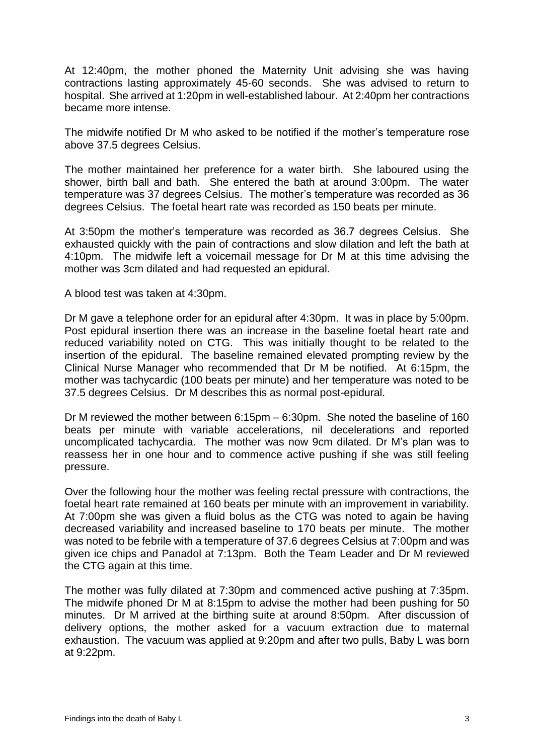At 12:40pm, the mother phoned the Maternity Unit advising she was having contractions lasting approximately 45-60 seconds. She was advised to return to hospital. She arrived at 1:20pm in well-established labour. At 2:40pm her contractions became more intense.

The midwife notified Dr M who asked to be notified if the mother's temperature rose above 37.5 degrees Celsius.

The mother maintained her preference for a water birth. She laboured using the shower, birth ball and bath. She entered the bath at around 3:00pm. The water temperature was 37 degrees Celsius. The mother's temperature was recorded as 36 degrees Celsius. The foetal heart rate was recorded as 150 beats per minute.

At 3:50pm the mother's temperature was recorded as 36.7 degrees Celsius. She exhausted quickly with the pain of contractions and slow dilation and left the bath at 4:10pm. The midwife left a voicemail message for Dr M at this time advising the mother was 3cm dilated and had requested an epidural.

A blood test was taken at 4:30pm.

Dr M gave a telephone order for an epidural after 4:30pm. It was in place by 5:00pm. Post epidural insertion there was an increase in the baseline foetal heart rate and reduced variability noted on CTG. This was initially thought to be related to the insertion of the epidural. The baseline remained elevated prompting review by the Clinical Nurse Manager who recommended that Dr M be notified. At 6:15pm, the mother was tachycardic (100 beats per minute) and her temperature was noted to be 37.5 degrees Celsius. Dr M describes this as normal post-epidural.

Dr M reviewed the mother between 6:15pm – 6:30pm. She noted the baseline of 160 beats per minute with variable accelerations, nil decelerations and reported uncomplicated tachycardia. The mother was now 9cm dilated. Dr M's plan was to reassess her in one hour and to commence active pushing if she was still feeling pressure.

Over the following hour the mother was feeling rectal pressure with contractions, the foetal heart rate remained at 160 beats per minute with an improvement in variability. At 7:00pm she was given a fluid bolus as the CTG was noted to again be having decreased variability and increased baseline to 170 beats per minute. The mother was noted to be febrile with a temperature of 37.6 degrees Celsius at 7:00pm and was given ice chips and Panadol at 7:13pm. Both the Team Leader and Dr M reviewed the CTG again at this time.

The mother was fully dilated at 7:30pm and commenced active pushing at 7:35pm. The midwife phoned Dr M at 8:15pm to advise the mother had been pushing for 50 minutes. Dr M arrived at the birthing suite at around 8:50pm. After discussion of delivery options, the mother asked for a vacuum extraction due to maternal exhaustion. The vacuum was applied at 9:20pm and after two pulls, Baby L was born at 9:22pm.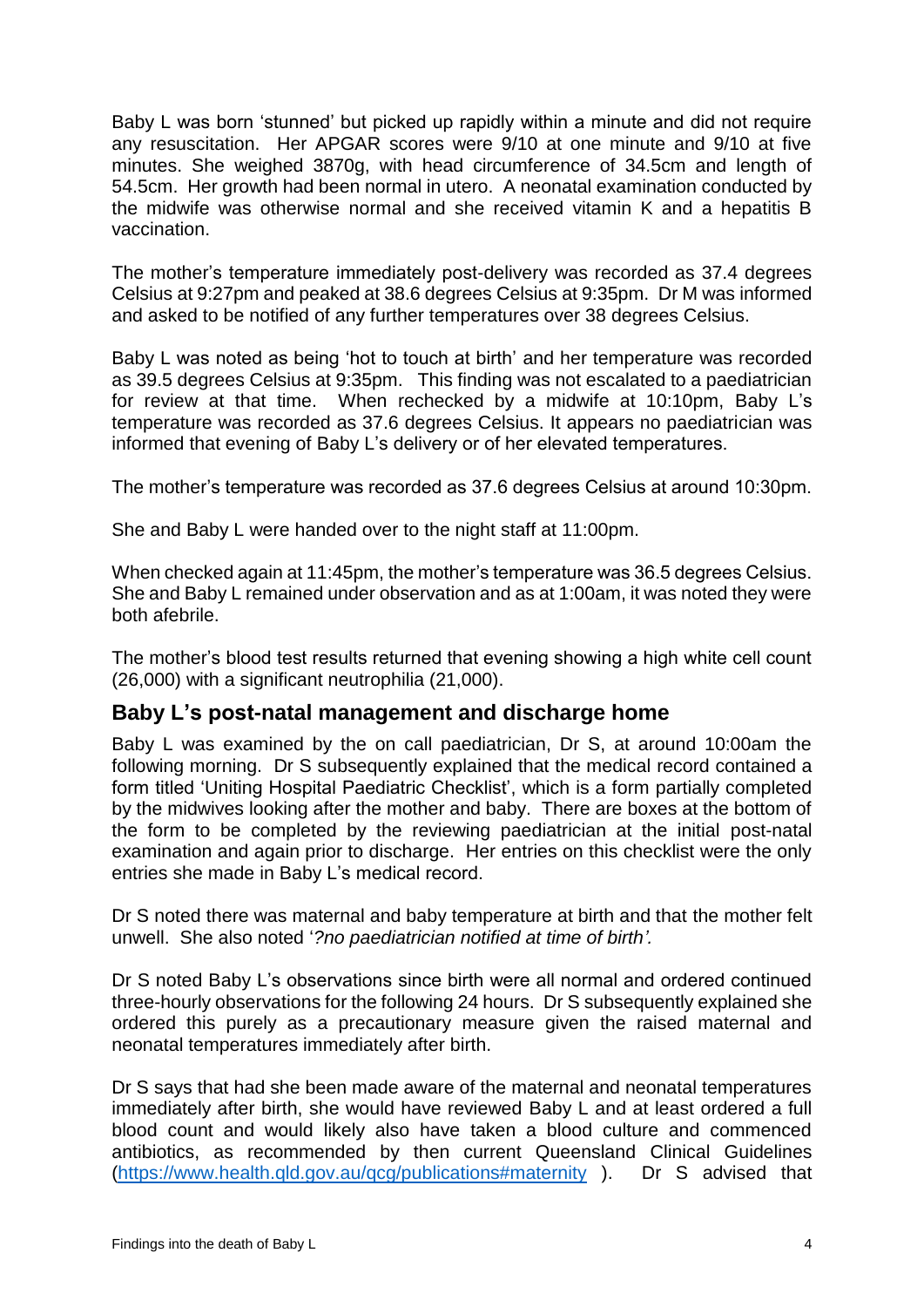Baby L was born 'stunned' but picked up rapidly within a minute and did not require any resuscitation. Her APGAR scores were 9/10 at one minute and 9/10 at five minutes. She weighed 3870g, with head circumference of 34.5cm and length of 54.5cm. Her growth had been normal in utero. A neonatal examination conducted by the midwife was otherwise normal and she received vitamin K and a hepatitis B vaccination.

The mother's temperature immediately post-delivery was recorded as 37.4 degrees Celsius at 9:27pm and peaked at 38.6 degrees Celsius at 9:35pm. Dr M was informed and asked to be notified of any further temperatures over 38 degrees Celsius.

Baby L was noted as being 'hot to touch at birth' and her temperature was recorded as 39.5 degrees Celsius at 9:35pm. This finding was not escalated to a paediatrician for review at that time. When rechecked by a midwife at 10:10pm, Baby L's temperature was recorded as 37.6 degrees Celsius. It appears no paediatrician was informed that evening of Baby L's delivery or of her elevated temperatures.

The mother's temperature was recorded as 37.6 degrees Celsius at around 10:30pm.

She and Baby L were handed over to the night staff at 11:00pm.

When checked again at 11:45pm, the mother's temperature was 36.5 degrees Celsius. She and Baby L remained under observation and as at 1:00am, it was noted they were both afebrile.

The mother's blood test results returned that evening showing a high white cell count (26,000) with a significant neutrophilia (21,000).

## Baby L's post-natal management and discharge home

Baby L was examined by the on call paediatrician, Dr S, at around 10:00am the following morning. Dr S subsequently explained that the medical record contained a form titled 'Uniting Hospital Paediatric Checklist', which is a form partially completed by the midwives looking after the mother and baby. There are boxes at the bottom of the form to be completed by the reviewing paediatrician at the initial post-natal examination and again prior to discharge. Her entries on this checklist were the only entries she made in Baby L's medical record.

Dr S noted there was maternal and baby temperature at birth and that the mother felt unwell. She also noted '*?no paediatrician notified at time of birth'.*

Dr S noted Baby L's observations since birth were all normal and ordered continued three-hourly observations for the following 24 hours. Dr S subsequently explained she ordered this purely as a precautionary measure given the raised maternal and neonatal temperatures immediately after birth.

Dr S says that had she been made aware of the maternal and neonatal temperatures immediately after birth, she would have reviewed Baby L and at least ordered a full blood count and would likely also have taken a blood culture and commenced antibiotics, as recommended by then current Queensland Clinical Guidelines (https://www.health.qld.gov.au/qcg/publications#maternity ). Dr S advised that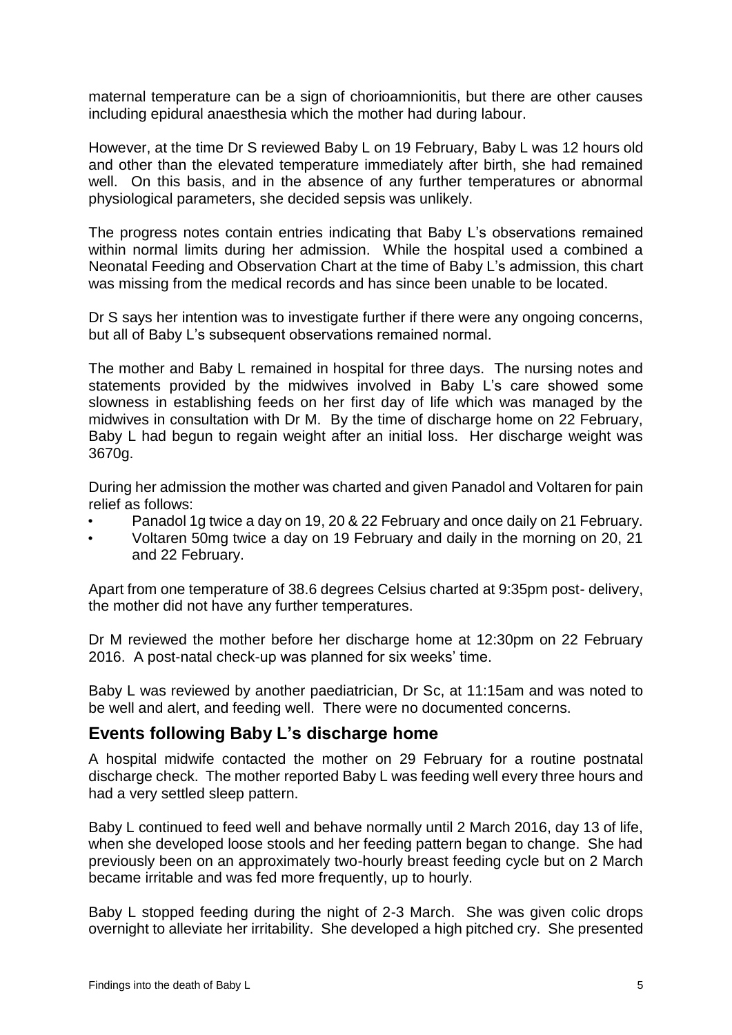maternal temperature can be a sign of chorioamnionitis, but there are other causes including epidural anaesthesia which the mother had during labour.

However, at the time Dr S reviewed Baby L on 19 February, Baby L was 12 hours old and other than the elevated temperature immediately after birth, she had remained well. On this basis, and in the absence of any further temperatures or abnormal physiological parameters, she decided sepsis was unlikely.

The progress notes contain entries indicating that Baby L's observations remained within normal limits during her admission. While the hospital used a combined a Neonatal Feeding and Observation Chart at the time of Baby L's admission, this chart was missing from the medical records and has since been unable to be located.

Dr S says her intention was to investigate further if there were any ongoing concerns, but all of Baby L's subsequent observations remained normal.

The mother and Baby L remained in hospital for three days. The nursing notes and statements provided by the midwives involved in Baby L's care showed some slowness in establishing feeds on her first day of life which was managed by the midwives in consultation with Dr M. By the time of discharge home on 22 February, Baby L had begun to regain weight after an initial loss. Her discharge weight was 3670g.

During her admission the mother was charted and given Panadol and Voltaren for pain relief as follows:

- Panadol 1g twice a day on 19, 20 & 22 February and once daily on 21 February.
- Voltaren 50mg twice a day on 19 February and daily in the morning on 20, 21 and 22 February.

Apart from one temperature of 38.6 degrees Celsius charted at 9:35pm post- delivery, the mother did not have any further temperatures.

Dr M reviewed the mother before her discharge home at 12:30pm on 22 February 2016. A post-natal check-up was planned for six weeks' time.

Baby L was reviewed by another paediatrician, Dr Sc, at 11:15am and was noted to be well and alert, and feeding well. There were no documented concerns.

## Events following Baby L's discharge home

A hospital midwife contacted the mother on 29 February for a routine postnatal discharge check. The mother reported Baby L was feeding well every three hours and had a very settled sleep pattern.

Baby L continued to feed well and behave normally until 2 March 2016, day 13 of life, when she developed loose stools and her feeding pattern began to change. She had previously been on an approximately two-hourly breast feeding cycle but on 2 March became irritable and was fed more frequently, up to hourly.

Baby L stopped feeding during the night of 2-3 March. She was given colic drops overnight to alleviate her irritability. She developed a high pitched cry. She presented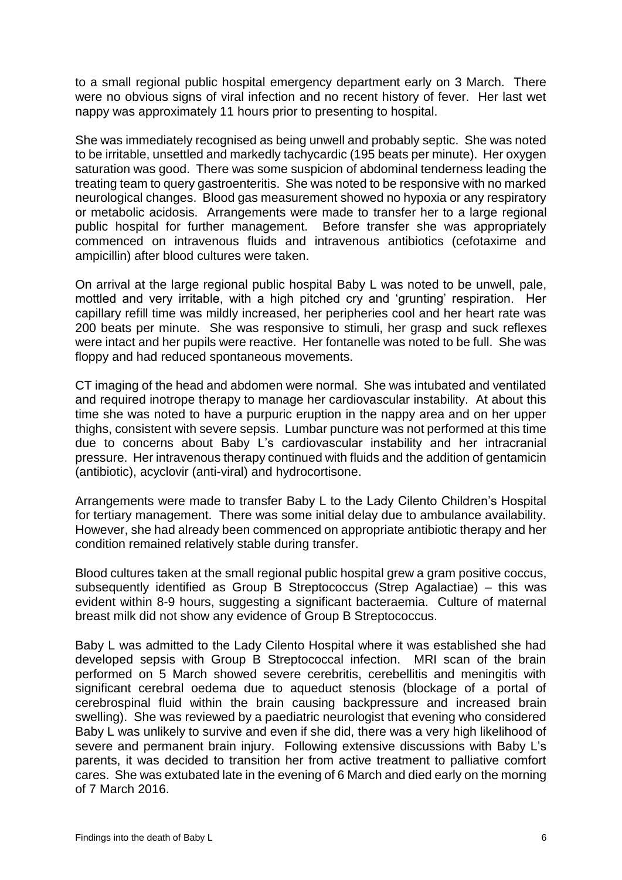to a small regional public hospital emergency department early on 3 March. There were no obvious signs of viral infection and no recent history of fever. Her last wet nappy was approximately 11 hours prior to presenting to hospital.

She was immediately recognised as being unwell and probably septic. She was noted to be irritable, unsettled and markedly tachycardic (195 beats per minute). Her oxygen saturation was good. There was some suspicion of abdominal tenderness leading the treating team to query gastroenteritis. She was noted to be responsive with no marked neurological changes. Blood gas measurement showed no hypoxia or any respiratory or metabolic acidosis. Arrangements were made to transfer her to a large regional public hospital for further management. Before transfer she was appropriately commenced on intravenous fluids and intravenous antibiotics (cefotaxime and ampicillin) after blood cultures were taken.

On arrival at the large regional public hospital Baby L was noted to be unwell, pale, mottled and very irritable, with a high pitched cry and 'grunting' respiration. Her capillary refill time was mildly increased, her peripheries cool and her heart rate was 200 beats per minute. She was responsive to stimuli, her grasp and suck reflexes were intact and her pupils were reactive. Her fontanelle was noted to be full. She was floppy and had reduced spontaneous movements.

CT imaging of the head and abdomen were normal. She was intubated and ventilated and required inotrope therapy to manage her cardiovascular instability. At about this time she was noted to have a purpuric eruption in the nappy area and on her upper thighs, consistent with severe sepsis. Lumbar puncture was not performed at this time due to concerns about Baby L's cardiovascular instability and her intracranial pressure. Her intravenous therapy continued with fluids and the addition of gentamicin (antibiotic), acyclovir (anti-viral) and hydrocortisone.

Arrangements were made to transfer Baby L to the Lady Cilento Children's Hospital for tertiary management. There was some initial delay due to ambulance availability. However, she had already been commenced on appropriate antibiotic therapy and her condition remained relatively stable during transfer.

Blood cultures taken at the small regional public hospital grew a gram positive coccus, subsequently identified as Group B Streptococcus (Strep Agalactiae) – this was evident within 8-9 hours, suggesting a significant bacteraemia. Culture of maternal breast milk did not show any evidence of Group B Streptococcus.

Baby L was admitted to the Lady Cilento Hospital where it was established she had developed sepsis with Group B Streptococcal infection. MRI scan of the brain performed on 5 March showed severe cerebritis, cerebellitis and meningitis with significant cerebral oedema due to aqueduct stenosis (blockage of a portal of cerebrospinal fluid within the brain causing backpressure and increased brain swelling). She was reviewed by a paediatric neurologist that evening who considered Baby L was unlikely to survive and even if she did, there was a very high likelihood of severe and permanent brain injury. Following extensive discussions with Baby L's parents, it was decided to transition her from active treatment to palliative comfort cares. She was extubated late in the evening of 6 March and died early on the morning of 7 March 2016.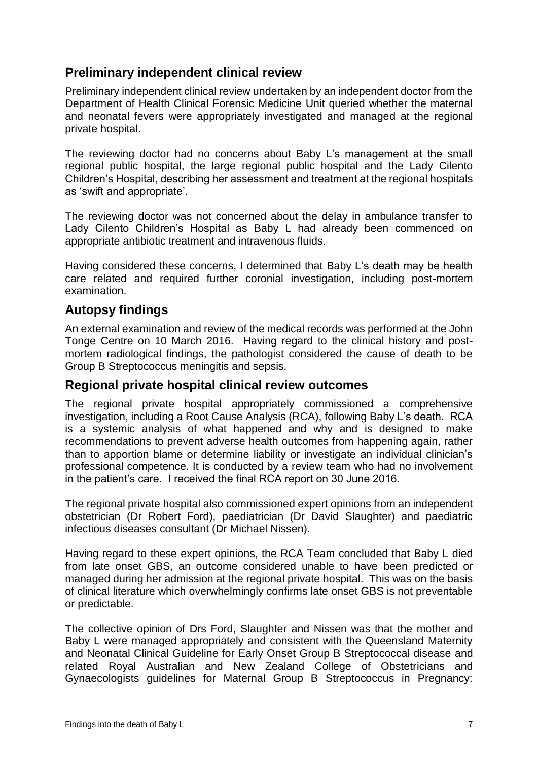## Preliminary independent clinical review

Preliminary independent clinical review undertaken by an independent doctor from the Department of Health Clinical Forensic Medicine Unit queried whether the maternal and neonatal fevers were appropriately investigated and managed at the regional private hospital.

The reviewing doctor had no concerns about Baby L's management at the small regional public hospital, the large regional public hospital and the Lady Cilento Children's Hospital, describing her assessment and treatment at the regional hospitals as 'swift and appropriate'.

The reviewing doctor was not concerned about the delay in ambulance transfer to Lady Cilento Children's Hospital as Baby L had already been commenced on appropriate antibiotic treatment and intravenous fluids.

Having considered these concerns, I determined that Baby L's death may be health care related and required further coronial investigation, including post-mortem examination.

## Autopsy findings

An external examination and review of the medical records was performed at the John Tonge Centre on 10 March 2016. Having regard to the clinical history and post-mortem radiological findings, the pathologist considered the cause of death to be Group B Streptococcus meningitis and sepsis.

## Regional private hospital clinical review outcomes

The regional private hospital appropriately commissioned a comprehensive investigation, including a Root Cause Analysis (RCA), following Baby L's death. RCA is a systemic analysis of what happened and why and is designed to make recommendations to prevent adverse health outcomes from happening again, rather than to apportion blame or determine liability or investigate an individual clinician's professional competence. It is conducted by a review team who had no involvement in the patient's care. I received the final RCA report on 30 June 2016.

The regional private hospital also commissioned expert opinions from an independent obstetrician (Dr Robert Ford), paediatrician (Dr David Slaughter) and paediatric infectious diseases consultant (Dr Michael Nissen).

Having regard to these expert opinions, the RCA Team concluded that Baby L died from late onset GBS, an outcome considered unable to have been predicted or managed during her admission at the regional private hospital. This was on the basis of clinical literature which overwhelmingly confirms late onset GBS is not preventable or predictable.

The collective opinion of Drs Ford, Slaughter and Nissen was that the mother and Baby L were managed appropriately and consistent with the Queensland Maternity and Neonatal Clinical Guideline for Early Onset Group B Streptococcal disease and related Royal Australian and New Zealand College of Obstetricians and Gynaecologists guidelines for Maternal Group B Streptococcus in Pregnancy: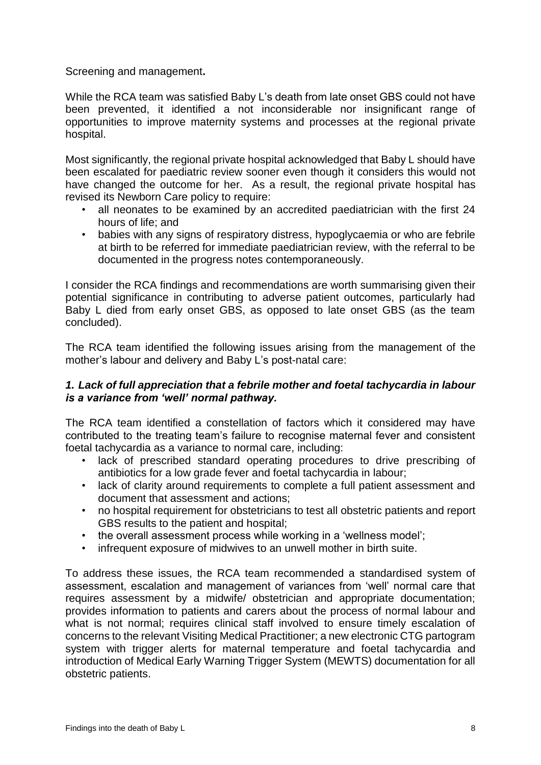Screening and management**.**

While the RCA team was satisfied Baby L's death from late onset GBS could not have been prevented, it identified a not inconsiderable nor insignificant range of opportunities to improve maternity systems and processes at the regional private hospital.

Most significantly, the regional private hospital acknowledged that Baby L should have been escalated for paediatric review sooner even though it considers this would not have changed the outcome for her. As a result, the regional private hospital has revised its Newborn Care policy to require:

- all neonates to be examined by an accredited paediatrician with the first 24 hours of life; and
- babies with any signs of respiratory distress, hypoglycaemia or who are febrile at birth to be referred for immediate paediatrician review, with the referral to be documented in the progress notes contemporaneously.

I consider the RCA findings and recommendations are worth summarising given their potential significance in contributing to adverse patient outcomes, particularly had Baby L died from early onset GBS, as opposed to late onset GBS (as the team concluded).

The RCA team identified the following issues arising from the management of the mother's labour and delivery and Baby L's post-natal care:

### *1. Lack of full appreciation that a febrile mother and foetal tachycardia in labour is a variance from 'well' normal pathway.*

The RCA team identified a constellation of factors which it considered may have contributed to the treating team's failure to recognise maternal fever and consistent foetal tachycardia as a variance to normal care, including:

- lack of prescribed standard operating procedures to drive prescribing of antibiotics for a low grade fever and foetal tachycardia in labour;
- lack of clarity around requirements to complete a full patient assessment and document that assessment and actions;
- no hospital requirement for obstetricians to test all obstetric patients and report GBS results to the patient and hospital;
- the overall assessment process while working in a 'wellness model';
- infrequent exposure of midwives to an unwell mother in birth suite.

To address these issues, the RCA team recommended a standardised system of assessment, escalation and management of variances from 'well' normal care that requires assessment by a midwife/ obstetrician and appropriate documentation; provides information to patients and carers about the process of normal labour and what is not normal; requires clinical staff involved to ensure timely escalation of concerns to the relevant Visiting Medical Practitioner; a new electronic CTG partogram system with trigger alerts for maternal temperature and foetal tachycardia and introduction of Medical Early Warning Trigger System (MEWTS) documentation for all obstetric patients.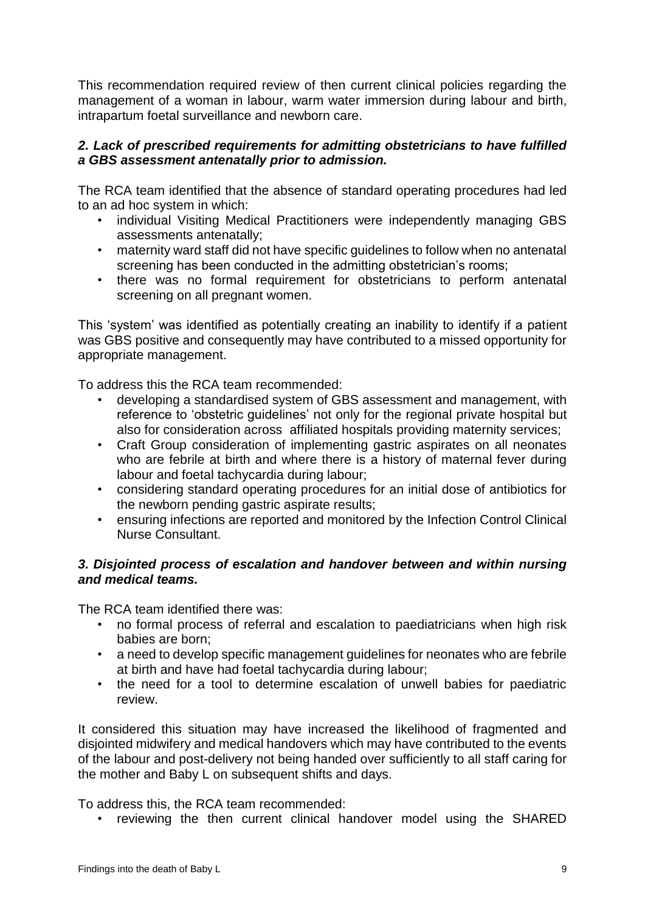This recommendation required review of then current clinical policies regarding the management of a woman in labour, warm water immersion during labour and birth, intrapartum foetal surveillance and newborn care.

### *2. Lack of prescribed requirements for admitting obstetricians to have fulfilled a GBS assessment antenatally prior to admission.*

The RCA team identified that the absence of standard operating procedures had led to an ad hoc system in which:

- individual Visiting Medical Practitioners were independently managing GBS assessments antenatally;
- maternity ward staff did not have specific guidelines to follow when no antenatal screening has been conducted in the admitting obstetrician's rooms;
- there was no formal requirement for obstetricians to perform antenatal screening on all pregnant women.

This 'system' was identified as potentially creating an inability to identify if a patient was GBS positive and consequently may have contributed to a missed opportunity for appropriate management.

To address this the RCA team recommended:

- developing a standardised system of GBS assessment and management, with reference to 'obstetric guidelines' not only for the regional private hospital but also for consideration across affiliated hospitals providing maternity services;
- Craft Group consideration of implementing gastric aspirates on all neonates who are febrile at birth and where there is a history of maternal fever during labour and foetal tachycardia during labour;
- considering standard operating procedures for an initial dose of antibiotics for the newborn pending gastric aspirate results;
- ensuring infections are reported and monitored by the Infection Control Clinical Nurse Consultant.

### *3. Disjointed process of escalation and handover between and within nursing and medical teams.*

The RCA team identified there was:

- no formal process of referral and escalation to paediatricians when high risk babies are born;
- a need to develop specific management guidelines for neonates who are febrile at birth and have had foetal tachycardia during labour;
- the need for a tool to determine escalation of unwell babies for paediatric review.

It considered this situation may have increased the likelihood of fragmented and disjointed midwifery and medical handovers which may have contributed to the events of the labour and post-delivery not being handed over sufficiently to all staff caring for the mother and Baby L on subsequent shifts and days.

To address this, the RCA team recommended:

- reviewing the then current clinical handover model using the SHARED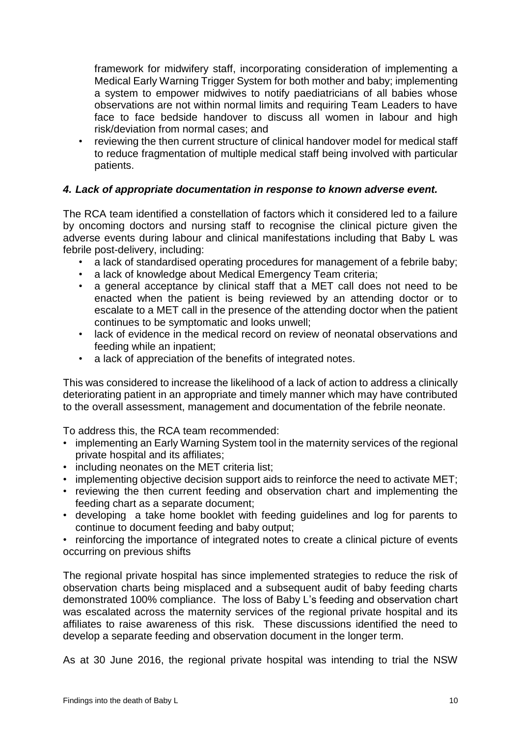framework for midwifery staff, incorporating consideration of implementing a Medical Early Warning Trigger System for both mother and baby; implementing a system to empower midwives to notify paediatricians of all babies whose observations are not within normal limits and requiring Team Leaders to have face to face bedside handover to discuss all women in labour and high risk/deviation from normal cases; and

- reviewing the then current structure of clinical handover model for medical staff to reduce fragmentation of multiple medical staff being involved with particular patients.

### *4. Lack of appropriate documentation in response to known adverse event.*

The RCA team identified a constellation of factors which it considered led to a failure by oncoming doctors and nursing staff to recognise the clinical picture given the adverse events during labour and clinical manifestations including that Baby L was febrile post-delivery, including:

- a lack of standardised operating procedures for management of a febrile baby;
- a lack of knowledge about Medical Emergency Team criteria;
- a general acceptance by clinical staff that a MET call does not need to be enacted when the patient is being reviewed by an attending doctor or to escalate to a MET call in the presence of the attending doctor when the patient continues to be symptomatic and looks unwell;
- lack of evidence in the medical record on review of neonatal observations and feeding while an inpatient;
- a lack of appreciation of the benefits of integrated notes.

This was considered to increase the likelihood of a lack of action to address a clinically deteriorating patient in an appropriate and timely manner which may have contributed to the overall assessment, management and documentation of the febrile neonate.

To address this, the RCA team recommended:

- implementing an Early Warning System tool in the maternity services of the regional private hospital and its affiliates;
- including neonates on the MET criteria list;
- implementing objective decision support aids to reinforce the need to activate MET;
- reviewing the then current feeding and observation chart and implementing the feeding chart as a separate document;
- developing a take home booklet with feeding guidelines and log for parents to continue to document feeding and baby output;
- reinforcing the importance of integrated notes to create a clinical picture of events occurring on previous shifts

The regional private hospital has since implemented strategies to reduce the risk of observation charts being misplaced and a subsequent audit of baby feeding charts demonstrated 100% compliance. The loss of Baby L's feeding and observation chart was escalated across the maternity services of the regional private hospital and its affiliates to raise awareness of this risk. These discussions identified the need to develop a separate feeding and observation document in the longer term.

As at 30 June 2016, the regional private hospital was intending to trial the NSW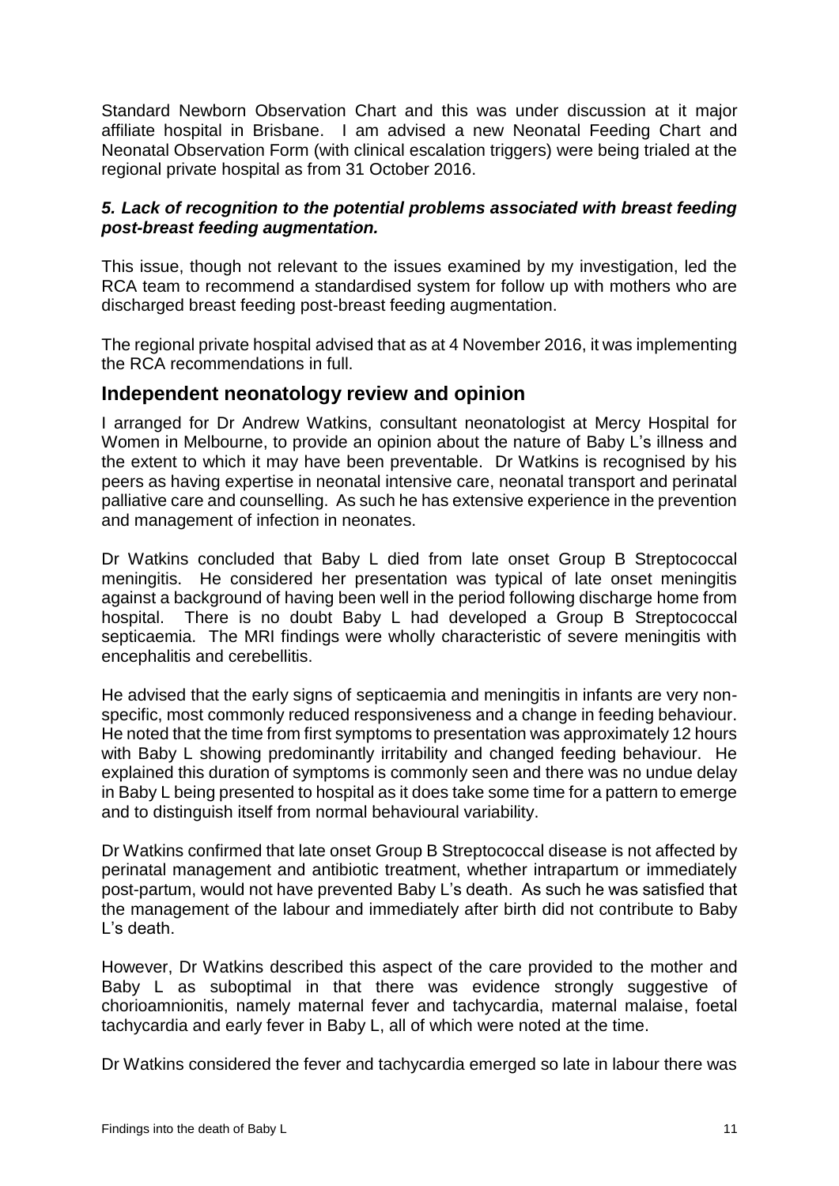Standard Newborn Observation Chart and this was under discussion at it major affiliate hospital in Brisbane. I am advised a new Neonatal Feeding Chart and Neonatal Observation Form (with clinical escalation triggers) were being trialed at the regional private hospital as from 31 October 2016.

#### *5. Lack of recognition to the potential problems associated with breast feeding post-breast feeding augmentation.*

This issue, though not relevant to the issues examined by my investigation, led the RCA team to recommend a standardised system for follow up with mothers who are discharged breast feeding post-breast feeding augmentation.

The regional private hospital advised that as at 4 November 2016, it was implementing the RCA recommendations in full.

## Independent neonatology review and opinion

I arranged for Dr Andrew Watkins, consultant neonatologist at Mercy Hospital for Women in Melbourne, to provide an opinion about the nature of Baby L's illness and the extent to which it may have been preventable. Dr Watkins is recognised by his peers as having expertise in neonatal intensive care, neonatal transport and perinatal palliative care and counselling. As such he has extensive experience in the prevention and management of infection in neonates.

Dr Watkins concluded that Baby L died from late onset Group B Streptococcal meningitis. He considered her presentation was typical of late onset meningitis against a background of having been well in the period following discharge home from hospital. There is no doubt Baby L had developed a Group B Streptococcal septicaemia. The MRI findings were wholly characteristic of severe meningitis with encephalitis and cerebellitis.

He advised that the early signs of septicaemia and meningitis in infants are very non-specific, most commonly reduced responsiveness and a change in feeding behaviour. He noted that the time from first symptoms to presentation was approximately 12 hours with Baby L showing predominantly irritability and changed feeding behaviour. He explained this duration of symptoms is commonly seen and there was no undue delay in Baby L being presented to hospital as it does take some time for a pattern to emerge and to distinguish itself from normal behavioural variability.

Dr Watkins confirmed that late onset Group B Streptococcal disease is not affected by perinatal management and antibiotic treatment, whether intrapartum or immediately post-partum, would not have prevented Baby L's death. As such he was satisfied that the management of the labour and immediately after birth did not contribute to Baby L's death.

However, Dr Watkins described this aspect of the care provided to the mother and Baby L as suboptimal in that there was evidence strongly suggestive of chorioamnionitis, namely maternal fever and tachycardia, maternal malaise, foetal tachycardia and early fever in Baby L, all of which were noted at the time.

Dr Watkins considered the fever and tachycardia emerged so late in labour there was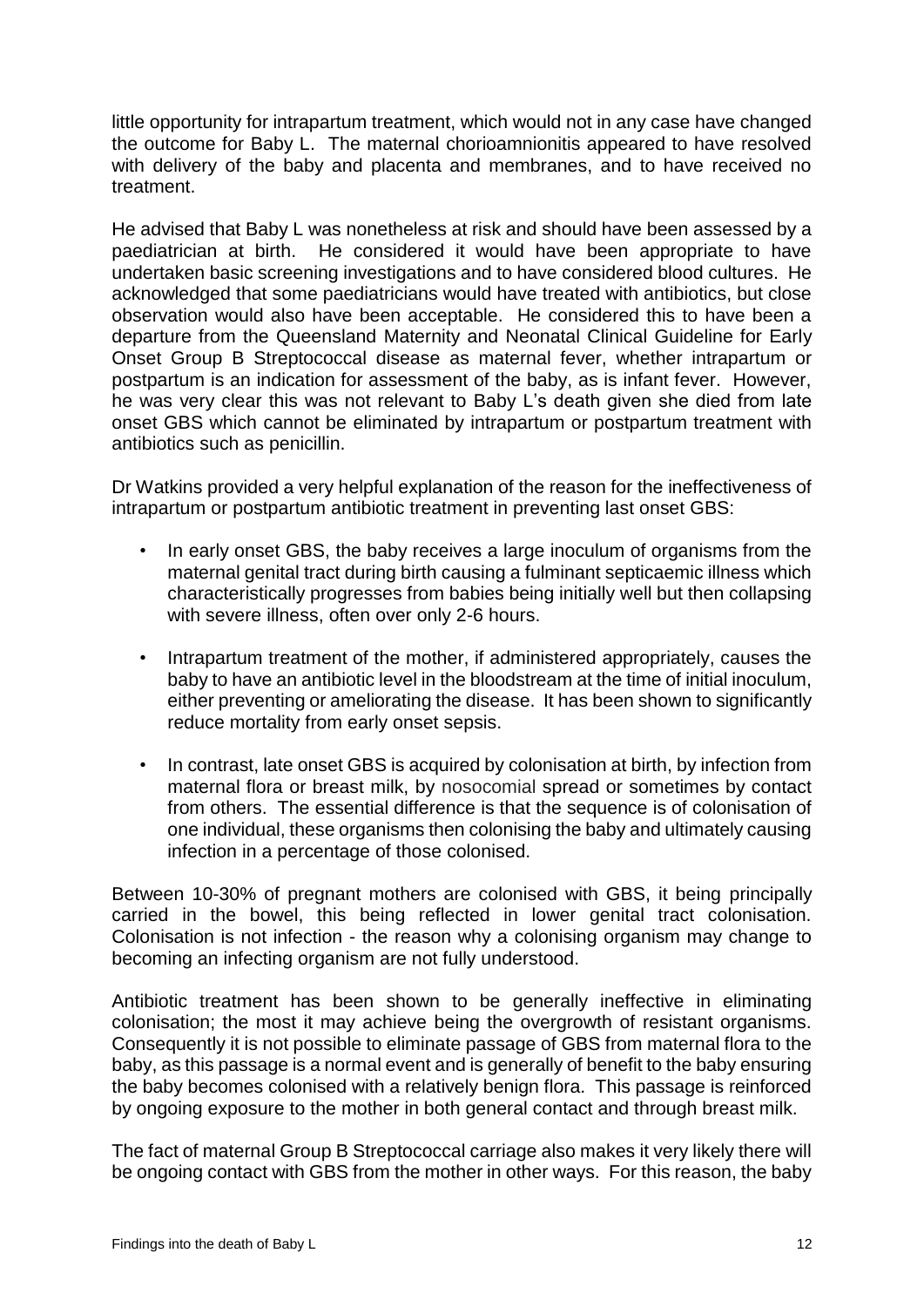little opportunity for intrapartum treatment, which would not in any case have changed the outcome for Baby L. The maternal chorioamnionitis appeared to have resolved with delivery of the baby and placenta and membranes, and to have received no treatment.

He advised that Baby L was nonetheless at risk and should have been assessed by a paediatrician at birth. He considered it would have been appropriate to have undertaken basic screening investigations and to have considered blood cultures. He acknowledged that some paediatricians would have treated with antibiotics, but close observation would also have been acceptable. He considered this to have been a departure from the Queensland Maternity and Neonatal Clinical Guideline for Early Onset Group B Streptococcal disease as maternal fever, whether intrapartum or postpartum is an indication for assessment of the baby, as is infant fever. However, he was very clear this was not relevant to Baby L's death given she died from late onset GBS which cannot be eliminated by intrapartum or postpartum treatment with antibiotics such as penicillin.

Dr Watkins provided a very helpful explanation of the reason for the ineffectiveness of intrapartum or postpartum antibiotic treatment in preventing last onset GBS:

- In early onset GBS, the baby receives a large inoculum of organisms from the maternal genital tract during birth causing a fulminant septicaemic illness which characteristically progresses from babies being initially well but then collapsing with severe illness, often over only 2-6 hours.
- Intrapartum treatment of the mother, if administered appropriately, causes the baby to have an antibiotic level in the bloodstream at the time of initial inoculum, either preventing or ameliorating the disease. It has been shown to significantly reduce mortality from early onset sepsis.
- In contrast, late onset GBS is acquired by colonisation at birth, by infection from maternal flora or breast milk, by nosocomial spread or sometimes by contact from others. The essential difference is that the sequence is of colonisation of one individual, these organisms then colonising the baby and ultimately causing infection in a percentage of those colonised.

Between 10-30% of pregnant mothers are colonised with GBS, it being principally carried in the bowel, this being reflected in lower genital tract colonisation. Colonisation is not infection - the reason why a colonising organism may change to becoming an infecting organism are not fully understood.

Antibiotic treatment has been shown to be generally ineffective in eliminating colonisation; the most it may achieve being the overgrowth of resistant organisms. Consequently it is not possible to eliminate passage of GBS from maternal flora to the baby, as this passage is a normal event and is generally of benefit to the baby ensuring the baby becomes colonised with a relatively benign flora. This passage is reinforced by ongoing exposure to the mother in both general contact and through breast milk.

The fact of maternal Group B Streptococcal carriage also makes it very likely there will be ongoing contact with GBS from the mother in other ways. For this reason, the baby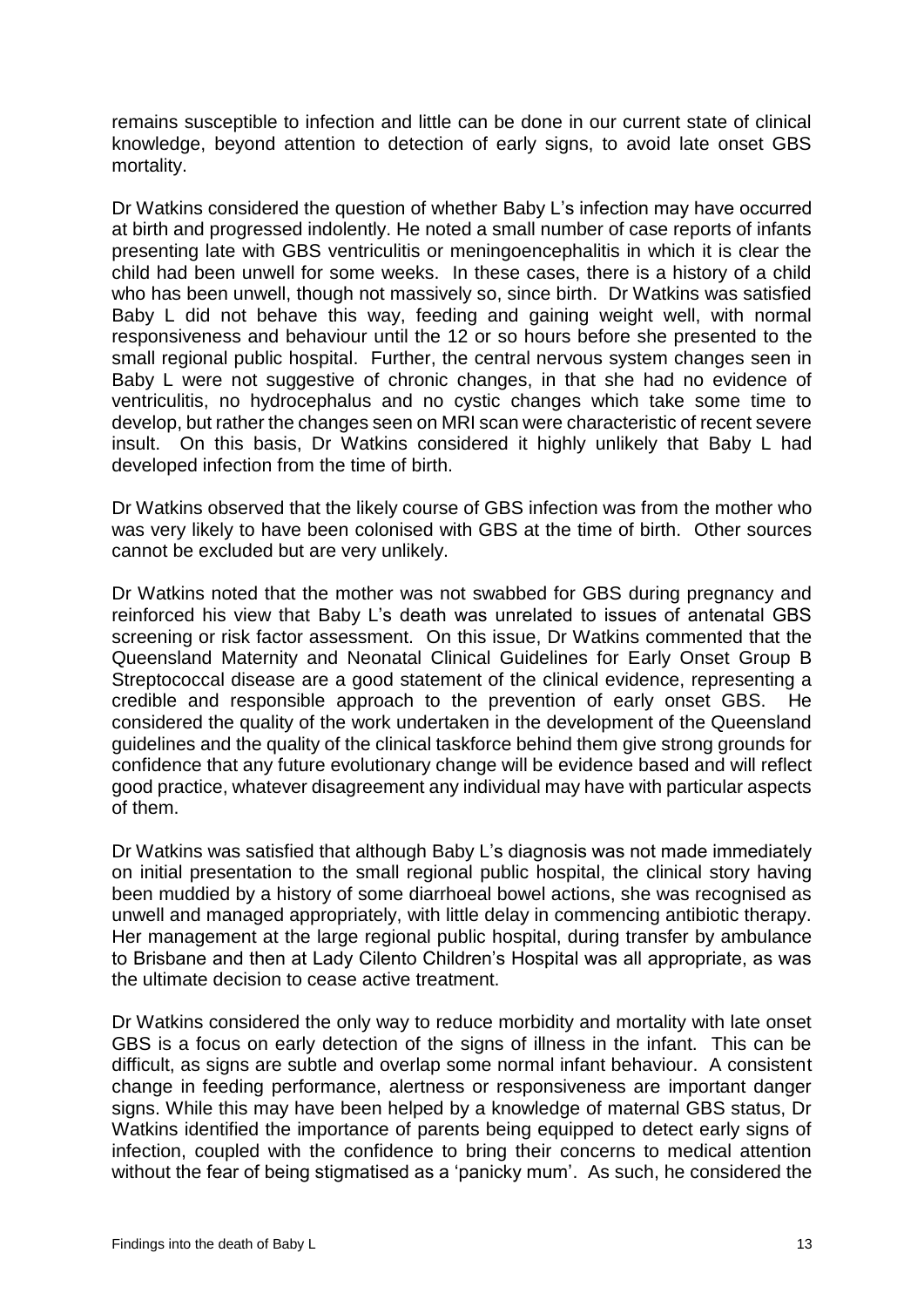remains susceptible to infection and little can be done in our current state of clinical knowledge, beyond attention to detection of early signs, to avoid late onset GBS mortality.

Dr Watkins considered the question of whether Baby L's infection may have occurred at birth and progressed indolently. He noted a small number of case reports of infants presenting late with GBS ventriculitis or meningoencephalitis in which it is clear the child had been unwell for some weeks. In these cases, there is a history of a child who has been unwell, though not massively so, since birth. Dr Watkins was satisfied Baby L did not behave this way, feeding and gaining weight well, with normal responsiveness and behaviour until the 12 or so hours before she presented to the small regional public hospital. Further, the central nervous system changes seen in Baby L were not suggestive of chronic changes, in that she had no evidence of ventriculitis, no hydrocephalus and no cystic changes which take some time to develop, but rather the changes seen on MRI scan were characteristic of recent severe insult. On this basis, Dr Watkins considered it highly unlikely that Baby L had developed infection from the time of birth.

Dr Watkins observed that the likely course of GBS infection was from the mother who was very likely to have been colonised with GBS at the time of birth. Other sources cannot be excluded but are very unlikely.

Dr Watkins noted that the mother was not swabbed for GBS during pregnancy and reinforced his view that Baby L's death was unrelated to issues of antenatal GBS screening or risk factor assessment. On this issue, Dr Watkins commented that the Queensland Maternity and Neonatal Clinical Guidelines for Early Onset Group B Streptococcal disease are a good statement of the clinical evidence, representing a credible and responsible approach to the prevention of early onset GBS. He considered the quality of the work undertaken in the development of the Queensland guidelines and the quality of the clinical taskforce behind them give strong grounds for confidence that any future evolutionary change will be evidence based and will reflect good practice, whatever disagreement any individual may have with particular aspects of them.

Dr Watkins was satisfied that although Baby L's diagnosis was not made immediately on initial presentation to the small regional public hospital, the clinical story having been muddied by a history of some diarrhoeal bowel actions, she was recognised as unwell and managed appropriately, with little delay in commencing antibiotic therapy. Her management at the large regional public hospital, during transfer by ambulance to Brisbane and then at Lady Cilento Children's Hospital was all appropriate, as was the ultimate decision to cease active treatment.

Dr Watkins considered the only way to reduce morbidity and mortality with late onset GBS is a focus on early detection of the signs of illness in the infant. This can be difficult, as signs are subtle and overlap some normal infant behaviour. A consistent change in feeding performance, alertness or responsiveness are important danger signs. While this may have been helped by a knowledge of maternal GBS status, Dr Watkins identified the importance of parents being equipped to detect early signs of infection, coupled with the confidence to bring their concerns to medical attention without the fear of being stigmatised as a 'panicky mum'. As such, he considered the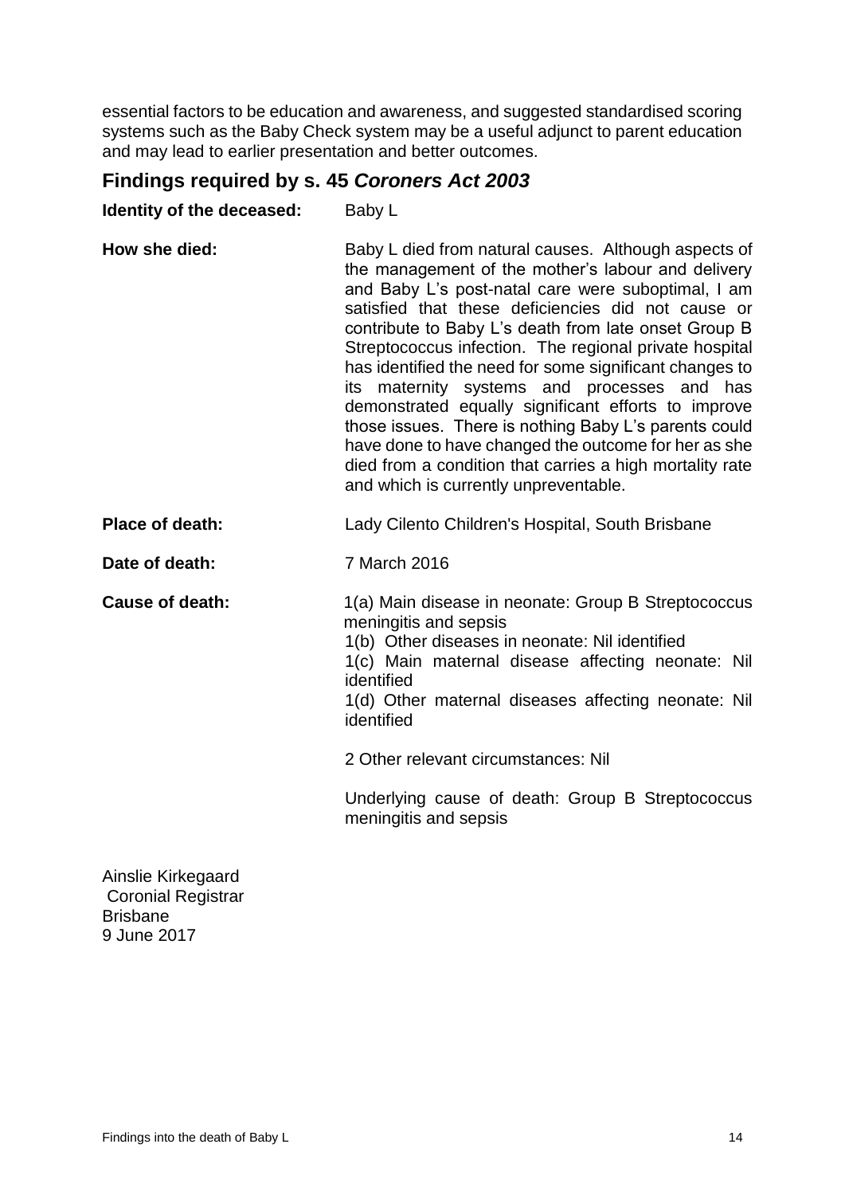essential factors to be education and awareness, and suggested standardised scoring systems such as the Baby Check system may be a useful adjunct to parent education and may lead to earlier presentation and better outcomes.

## Findings required by s. 45 *Coroners Act 2003*

**Identity of the deceased:** Baby L

**How she died:** Baby L died from natural causes. Although aspects of the management of the mother's labour and delivery and Baby L's post-natal care were suboptimal, I am satisfied that these deficiencies did not cause or contribute to Baby L's death from late onset Group B Streptococcus infection. The regional private hospital has identified the need for some significant changes to its maternity systems and processes and has demonstrated equally significant efforts to improve those issues. There is nothing Baby L's parents could have done to have changed the outcome for her as she died from a condition that carries a high mortality rate and which is currently unpreventable.

**Place of death:** Lady Cilento Children's Hospital, South Brisbane

**Date of death:** 7 March 2016

**Cause of death:**

1(a) Main disease in neonate: Group B Streptococcus meningitis and sepsis

1(b) Other diseases in neonate: Nil identified

1(c) Main maternal disease affecting neonate: Nil identified

1(d) Other maternal diseases affecting neonate: Nil identified

2 Other relevant circumstances: Nil

Underlying cause of death: Group B Streptococcus meningitis and sepsis

Ainslie Kirkegaard
Coronial Registrar
Brisbane
9 June 2017